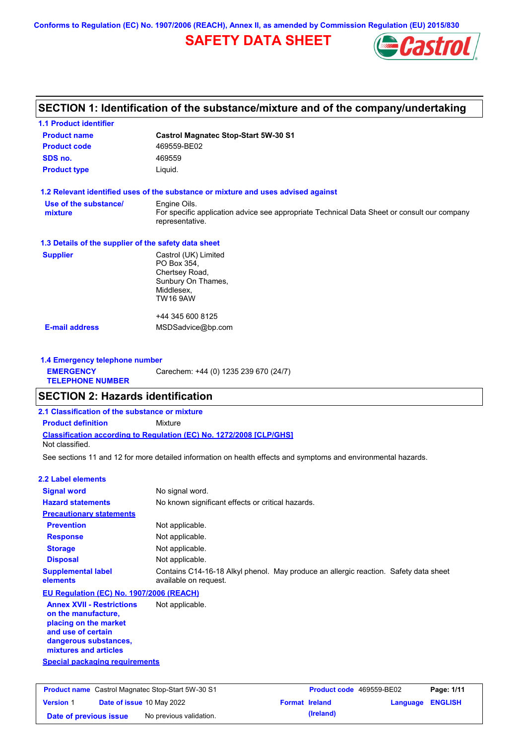Conforms to Regulation (EC) No. 1907/2006 (REACH), Annex II, as amended by Commission Regulation (EU) 2015/830

# SAFETY DATA SHEET

## SECTION 1: Identification of the substance/mixture and of the company/undertaking

### 1.1 Product identifier

| | |
|---|---|
| **Product name** | **Castrol Magnatec Stop-Start 5W-30 S1** |
| **Product code** | 469559-BE02 |
| **SDS no.** | 469559 |
| **Product type** | Liquid. |

### 1.2 Relevant identified uses of the substance or mixture and uses advised against

| | |
|---|---|
| **Use of the substance/ mixture** | Engine Oils.<br>For specific application advice see appropriate Technical Data Sheet or consult our company representative. |

### 1.3 Details of the supplier of the safety data sheet

| | |
|---|---|
| **Supplier** | Castrol (UK) Limited<br>PO Box 354,<br>Chertsey Road,<br>Sunbury On Thames,<br>Middlesex,<br>TW16 9AW<br><br>+44 345 600 8125 |
| **E-mail address** | MSDSadvice@bp.com |

### 1.4 Emergency telephone number

| | |
|---|---|
| **EMERGENCY TELEPHONE NUMBER** | Carechem: +44 (0) 1235 239 670 (24/7) |

## SECTION 2: Hazards identification

### 2.1 Classification of the substance or mixture

**Product definition** Mixture

**Classification according to Regulation (EC) No. 1272/2008 [CLP/GHS]**

Not classified.

See sections 11 and 12 for more detailed information on health effects and symptoms and environmental hazards.

### 2.2 Label elements

| | |
|---|---|
| **Signal word** | No signal word. |
| **Hazard statements** | No known significant effects or critical hazards. |
| **Precautionary statements** | |
| **Prevention** | Not applicable. |
| **Response** | Not applicable. |
| **Storage** | Not applicable. |
| **Disposal** | Not applicable. |
| **Supplemental label elements** | Contains C14-16-18 Alkyl phenol. May produce an allergic reaction. Safety data sheet available on request. |

**EU Regulation (EC) No. 1907/2006 (REACH)**

| | |
|---|---|
| **Annex XVII - Restrictions on the manufacture, placing on the market and use of certain dangerous substances, mixtures and articles** | Not applicable. |

**Special packaging requirements**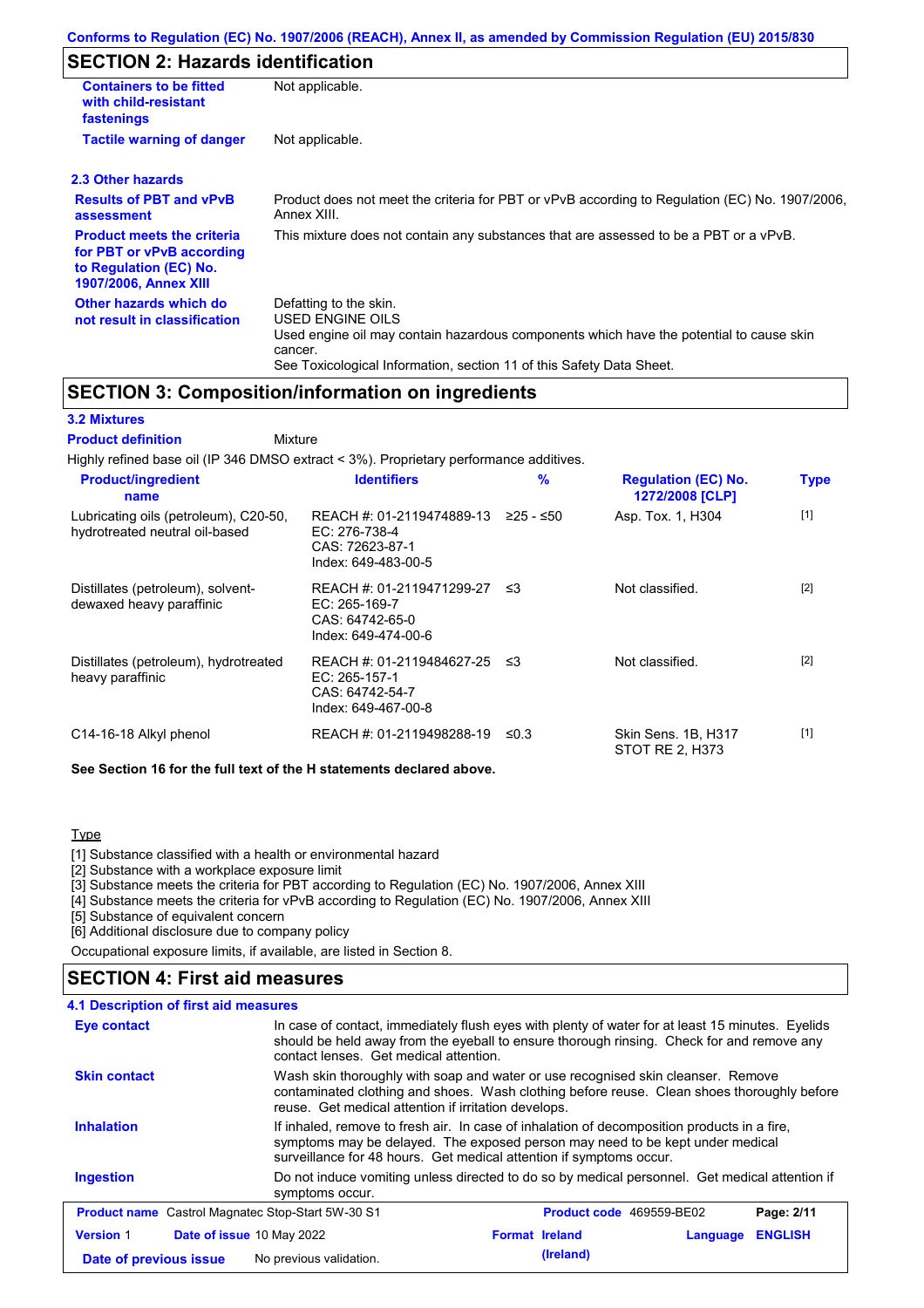## SECTION 2: Hazards identification

| | |
|---|---|
| **Containers to be fitted with child-resistant fastenings** | Not applicable. |
| **Tactile warning of danger** | Not applicable. |

### 2.3 Other hazards

| | |
|---|---|
| **Results of PBT and vPvB assessment** | Product does not meet the criteria for PBT or vPvB according to Regulation (EC) No. 1907/2006, Annex XIII. |
| **Product meets the criteria for PBT or vPvB according to Regulation (EC) No. 1907/2006, Annex XIII** | This mixture does not contain any substances that are assessed to be a PBT or a vPvB. |
| **Other hazards which do not result in classification** | Defatting to the skin.<br>USED ENGINE OILS<br>Used engine oil may contain hazardous components which have the potential to cause skin cancer.<br>See Toxicological Information, section 11 of this Safety Data Sheet. |

## SECTION 3: Composition/information on ingredients

### 3.2 Mixtures

**Product definition** Mixture

Highly refined base oil (IP 346 DMSO extract < 3%). Proprietary performance additives.

| Product/ingredient name | Identifiers | % | Regulation (EC) No. 1272/2008 [CLP] | Type |
|---|---|---|---|---|
| Lubricating oils (petroleum), C20-50, hydrotreated neutral oil-based | REACH #: 01-2119474889-13<br>EC: 276-738-4<br>CAS: 72623-87-1<br>Index: 649-483-00-5 | ≥25 - ≤50 | Asp. Tox. 1, H304 | [1] |
| Distillates (petroleum), solvent-dewaxed heavy paraffinic | REACH #: 01-2119471299-27<br>EC: 265-169-7<br>CAS: 64742-65-0<br>Index: 649-474-00-6 | ≤3 | Not classified. | [2] |
| Distillates (petroleum), hydrotreated heavy paraffinic | REACH #: 01-2119484627-25<br>EC: 265-157-1<br>CAS: 64742-54-7<br>Index: 649-467-00-8 | ≤3 | Not classified. | [2] |
| C14-16-18 Alkyl phenol | REACH #: 01-2119498288-19 | ≤0.3 | Skin Sens. 1B, H317<br>STOT RE 2, H373 | [1] |

**See Section 16 for the full text of the H statements declared above.**

Type

[1] Substance classified with a health or environmental hazard
[2] Substance with a workplace exposure limit
[3] Substance meets the criteria for PBT according to Regulation (EC) No. 1907/2006, Annex XIII
[4] Substance meets the criteria for vPvB according to Regulation (EC) No. 1907/2006, Annex XIII
[5] Substance of equivalent concern
[6] Additional disclosure due to company policy

Occupational exposure limits, if available, are listed in Section 8.

## SECTION 4: First aid measures

### 4.1 Description of first aid measures

| | |
|---|---|
| **Eye contact** | In case of contact, immediately flush eyes with plenty of water for at least 15 minutes. Eyelids should be held away from the eyeball to ensure thorough rinsing. Check for and remove any contact lenses. Get medical attention. |
| **Skin contact** | Wash skin thoroughly with soap and water or use recognised skin cleanser. Remove contaminated clothing and shoes. Wash clothing before reuse. Clean shoes thoroughly before reuse. Get medical attention if irritation develops. |
| **Inhalation** | If inhaled, remove to fresh air. In case of inhalation of decomposition products in a fire, symptoms may be delayed. The exposed person may need to be kept under medical surveillance for 48 hours. Get medical attention if symptoms occur. |
| **Ingestion** | Do not induce vomiting unless directed to do so by medical personnel. Get medical attention if symptoms occur. |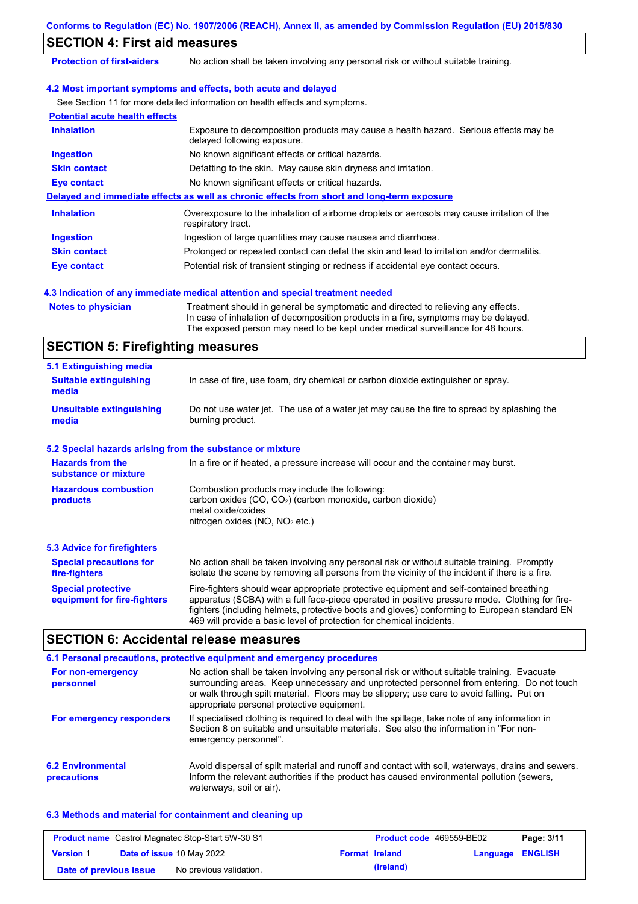## SECTION 4: First aid measures

| | |
|---|---|
| **Protection of first-aiders** | No action shall be taken involving any personal risk or without suitable training. |

### 4.2 Most important symptoms and effects, both acute and delayed

See Section 11 for more detailed information on health effects and symptoms.

**Potential acute health effects**

| | |
|---|---|
| **Inhalation** | Exposure to decomposition products may cause a health hazard. Serious effects may be delayed following exposure. |
| **Ingestion** | No known significant effects or critical hazards. |
| **Skin contact** | Defatting to the skin. May cause skin dryness and irritation. |
| **Eye contact** | No known significant effects or critical hazards. |

**Delayed and immediate effects as well as chronic effects from short and long-term exposure**

| | |
|---|---|
| **Inhalation** | Overexposure to the inhalation of airborne droplets or aerosols may cause irritation of the respiratory tract. |
| **Ingestion** | Ingestion of large quantities may cause nausea and diarrhoea. |
| **Skin contact** | Prolonged or repeated contact can defat the skin and lead to irritation and/or dermatitis. |
| **Eye contact** | Potential risk of transient stinging or redness if accidental eye contact occurs. |

### 4.3 Indication of any immediate medical attention and special treatment needed

| | |
|---|---|
| **Notes to physician** | Treatment should in general be symptomatic and directed to relieving any effects. In case of inhalation of decomposition products in a fire, symptoms may be delayed. The exposed person may need to be kept under medical surveillance for 48 hours. |

## SECTION 5: Firefighting measures

### 5.1 Extinguishing media

| | |
|---|---|
| **Suitable extinguishing media** | In case of fire, use foam, dry chemical or carbon dioxide extinguisher or spray. |
| **Unsuitable extinguishing media** | Do not use water jet. The use of a water jet may cause the fire to spread by splashing the burning product. |

### 5.2 Special hazards arising from the substance or mixture

| | |
|---|---|
| **Hazards from the substance or mixture** | In a fire or if heated, a pressure increase will occur and the container may burst. |
| **Hazardous combustion products** | Combustion products may include the following:<br>carbon oxides (CO, $CO_2$) (carbon monoxide, carbon dioxide)<br>metal oxide/oxides<br>nitrogen oxides (NO, $NO_2$ etc.) |

### 5.3 Advice for firefighters

| | |
|---|---|
| **Special precautions for fire-fighters** | No action shall be taken involving any personal risk or without suitable training. Promptly isolate the scene by removing all persons from the vicinity of the incident if there is a fire. |
| **Special protective equipment for fire-fighters** | Fire-fighters should wear appropriate protective equipment and self-contained breathing apparatus (SCBA) with a full face-piece operated in positive pressure mode. Clothing for fire-fighters (including helmets, protective boots and gloves) conforming to European standard EN 469 will provide a basic level of protection for chemical incidents. |

## SECTION 6: Accidental release measures

### 6.1 Personal precautions, protective equipment and emergency procedures

| | |
|---|---|
| **For non-emergency personnel** | No action shall be taken involving any personal risk or without suitable training. Evacuate surrounding areas. Keep unnecessary and unprotected personnel from entering. Do not touch or walk through spilt material. Floors may be slippery; use care to avoid falling. Put on appropriate personal protective equipment. |
| **For emergency responders** | If specialised clothing is required to deal with the spillage, take note of any information in Section 8 on suitable and unsuitable materials. See also the information in "For non-emergency personnel". |

| | |
|---|---|
| **6.2 Environmental precautions** | Avoid dispersal of spilt material and runoff and contact with soil, waterways, drains and sewers. Inform the relevant authorities if the product has caused environmental pollution (sewers, waterways, soil or air). |

### 6.3 Methods and material for containment and cleaning up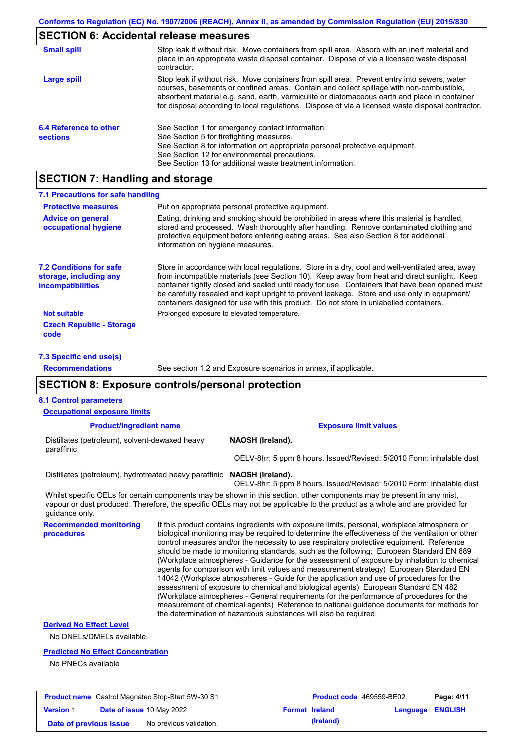## SECTION 6: Accidental release measures

**Small spill**

Stop leak if without risk. Move containers from spill area. Absorb with an inert material and place in an appropriate waste disposal container. Dispose of via a licensed waste disposal contractor.

**Large spill**

Stop leak if without risk. Move containers from spill area. Prevent entry into sewers, water courses, basements or confined areas. Contain and collect spillage with non-combustible, absorbent material e.g. sand, earth, vermiculite or diatomaceous earth and place in container for disposal according to local regulations. Dispose of via a licensed waste disposal contractor.

**6.4 Reference to other sections**

See Section 1 for emergency contact information.
See Section 5 for firefighting measures.
See Section 8 for information on appropriate personal protective equipment.
See Section 12 for environmental precautions.
See Section 13 for additional waste treatment information.

## SECTION 7: Handling and storage

### 7.1 Precautions for safe handling

**Protective measures**

Put on appropriate personal protective equipment.

**Advice on general occupational hygiene**

Eating, drinking and smoking should be prohibited in areas where this material is handled, stored and processed. Wash thoroughly after handling. Remove contaminated clothing and protective equipment before entering eating areas. See also Section 8 for additional information on hygiene measures.

**7.2 Conditions for safe storage, including any incompatibilities**

Store in accordance with local regulations. Store in a dry, cool and well-ventilated area, away from incompatible materials (see Section 10). Keep away from heat and direct sunlight. Keep container tightly closed and sealed until ready for use. Containers that have been opened must be carefully resealed and kept upright to prevent leakage. Store and use only in equipment/ containers designed for use with this product. Do not store in unlabelled containers.

**Not suitable**

Prolonged exposure to elevated temperature.

**Czech Republic - Storage code**

### 7.3 Specific end use(s)

**Recommendations**

See section 1.2 and Exposure scenarios in annex, if applicable.

## SECTION 8: Exposure controls/personal protection

### 8.1 Control parameters

**Occupational exposure limits**

| Product/ingredient name | Exposure limit values |
|---|---|
| Distillates (petroleum), solvent-dewaxed heavy paraffinic | **NAOSH (Ireland).** OELV-8hr: 5 ppm 8 hours. Issued/Revised: 5/2010 Form: inhalable dust |
| Distillates (petroleum), hydrotreated heavy paraffinic | **NAOSH (Ireland).** OELV-8hr: 5 ppm 8 hours. Issued/Revised: 5/2010 Form: inhalable dust |

Whilst specific OELs for certain components may be shown in this section, other components may be present in any mist, vapour or dust produced. Therefore, the specific OELs may not be applicable to the product as a whole and are provided for guidance only.

**Recommended monitoring procedures**

If this product contains ingredients with exposure limits, personal, workplace atmosphere or biological monitoring may be required to determine the effectiveness of the ventilation or other control measures and/or the necessity to use respiratory protective equipment. Reference should be made to monitoring standards, such as the following: European Standard EN 689 (Workplace atmospheres - Guidance for the assessment of exposure by inhalation to chemical agents for comparison with limit values and measurement strategy) European Standard EN 14042 (Workplace atmospheres - Guide for the application and use of procedures for the assessment of exposure to chemical and biological agents) European Standard EN 482 (Workplace atmospheres - General requirements for the performance of procedures for the measurement of chemical agents) Reference to national guidance documents for methods for the determination of hazardous substances will also be required.

**Derived No Effect Level**

No DNELs/DMELs available.

**Predicted No Effect Concentration**

No PNECs available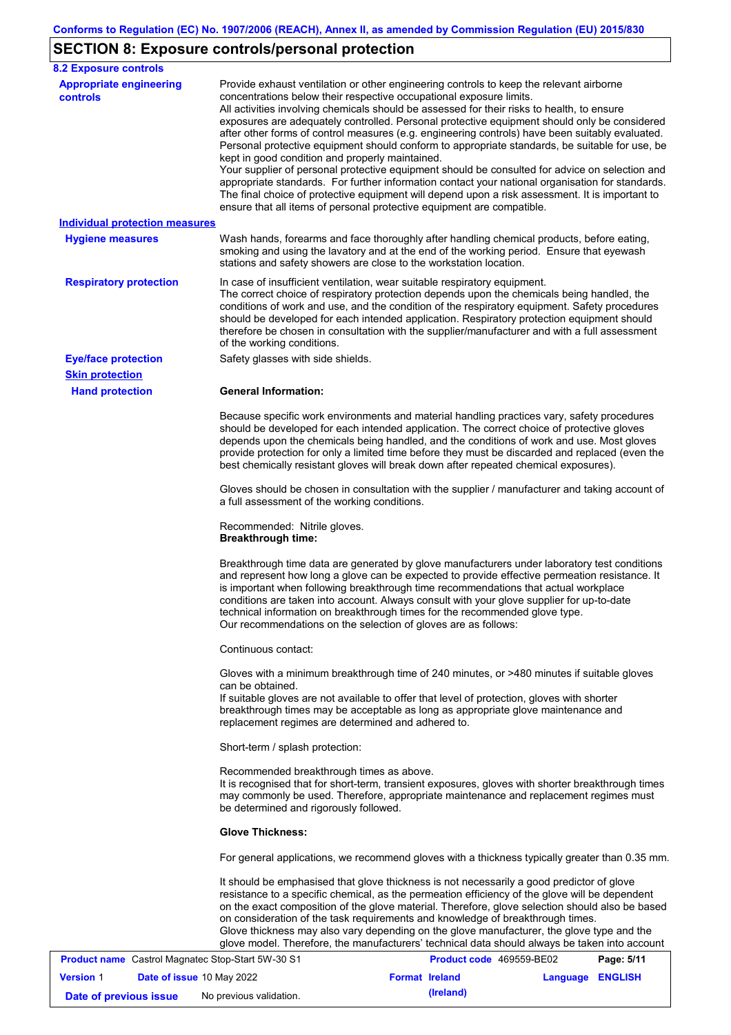## SECTION 8: Exposure controls/personal protection

### 8.2 Exposure controls

**Appropriate engineering controls**

Provide exhaust ventilation or other engineering controls to keep the relevant airborne concentrations below their respective occupational exposure limits.
All activities involving chemicals should be assessed for their risks to health, to ensure exposures are adequately controlled. Personal protective equipment should only be considered after other forms of control measures (e.g. engineering controls) have been suitably evaluated. Personal protective equipment should conform to appropriate standards, be suitable for use, be kept in good condition and properly maintained.
Your supplier of personal protective equipment should be consulted for advice on selection and appropriate standards. For further information contact your national organisation for standards. The final choice of protective equipment will depend upon a risk assessment. It is important to ensure that all items of personal protective equipment are compatible.

**Individual protection measures**

**Hygiene measures**

Wash hands, forearms and face thoroughly after handling chemical products, before eating, smoking and using the lavatory and at the end of the working period. Ensure that eyewash stations and safety showers are close to the workstation location.

**Respiratory protection**

In case of insufficient ventilation, wear suitable respiratory equipment.
The correct choice of respiratory protection depends upon the chemicals being handled, the conditions of work and use, and the condition of the respiratory equipment. Safety procedures should be developed for each intended application. Respiratory protection equipment should therefore be chosen in consultation with the supplier/manufacturer and with a full assessment of the working conditions.

**Eye/face protection**

Safety glasses with side shields.

**Skin protection**

**Hand protection**

**General Information:**

Because specific work environments and material handling practices vary, safety procedures should be developed for each intended application. The correct choice of protective gloves depends upon the chemicals being handled, and the conditions of work and use. Most gloves provide protection for only a limited time before they must be discarded and replaced (even the best chemically resistant gloves will break down after repeated chemical exposures).

Gloves should be chosen in consultation with the supplier / manufacturer and taking account of a full assessment of the working conditions.

Recommended: Nitrile gloves.
**Breakthrough time:**

Breakthrough time data are generated by glove manufacturers under laboratory test conditions and represent how long a glove can be expected to provide effective permeation resistance. It is important when following breakthrough time recommendations that actual workplace conditions are taken into account. Always consult with your glove supplier for up-to-date technical information on breakthrough times for the recommended glove type.
Our recommendations on the selection of gloves are as follows:

Continuous contact:

Gloves with a minimum breakthrough time of 240 minutes, or >480 minutes if suitable gloves can be obtained.
If suitable gloves are not available to offer that level of protection, gloves with shorter breakthrough times may be acceptable as long as appropriate glove maintenance and replacement regimes are determined and adhered to.

Short-term / splash protection:

Recommended breakthrough times as above.
It is recognised that for short-term, transient exposures, gloves with shorter breakthrough times may commonly be used. Therefore, appropriate maintenance and replacement regimes must be determined and rigorously followed.

**Glove Thickness:**

For general applications, we recommend gloves with a thickness typically greater than 0.35 mm.

It should be emphasised that glove thickness is not necessarily a good predictor of glove resistance to a specific chemical, as the permeation efficiency of the glove will be dependent on the exact composition of the glove material. Therefore, glove selection should also be based on consideration of the task requirements and knowledge of breakthrough times.
Glove thickness may also vary depending on the glove manufacturer, the glove type and the glove model. Therefore, the manufacturers' technical data should always be taken into account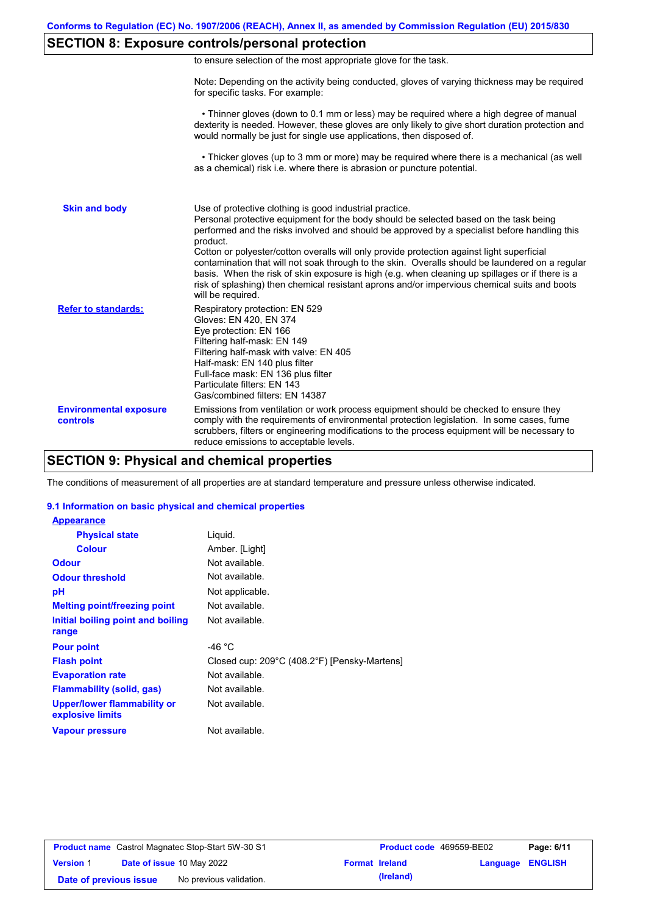## SECTION 8: Exposure controls/personal protection

to ensure selection of the most appropriate glove for the task.

Note: Depending on the activity being conducted, gloves of varying thickness may be required for specific tasks. For example:

• Thinner gloves (down to 0.1 mm or less) may be required where a high degree of manual dexterity is needed. However, these gloves are only likely to give short duration protection and would normally be just for single use applications, then disposed of.

• Thicker gloves (up to 3 mm or more) may be required where there is a mechanical (as well as a chemical) risk i.e. where there is abrasion or puncture potential.

| | |
|---|---|
| **Skin and body** | Use of protective clothing is good industrial practice. Personal protective equipment for the body should be selected based on the task being performed and the risks involved and should be approved by a specialist before handling this product. Cotton or polyester/cotton overalls will only provide protection against light superficial contamination that will not soak through to the skin. Overalls should be laundered on a regular basis. When the risk of skin exposure is high (e.g. when cleaning up spillages or if there is a risk of splashing) then chemical resistant aprons and/or impervious chemical suits and boots will be required. |
| **Refer to standards:** | Respiratory protection: EN 529<br>Gloves: EN 420, EN 374<br>Eye protection: EN 166<br>Filtering half-mask: EN 149<br>Filtering half-mask with valve: EN 405<br>Half-mask: EN 140 plus filter<br>Full-face mask: EN 136 plus filter<br>Particulate filters: EN 143<br>Gas/combined filters: EN 14387 |
| **Environmental exposure controls** | Emissions from ventilation or work process equipment should be checked to ensure they comply with the requirements of environmental protection legislation. In some cases, fume scrubbers, filters or engineering modifications to the process equipment will be necessary to reduce emissions to acceptable levels. |

## SECTION 9: Physical and chemical properties

The conditions of measurement of all properties are at standard temperature and pressure unless otherwise indicated.

### 9.1 Information on basic physical and chemical properties

| | |
|---|---|
| **Appearance** | |
| **Physical state** | Liquid. |
| **Colour** | Amber. [Light] |
| **Odour** | Not available. |
| **Odour threshold** | Not available. |
| **pH** | Not applicable. |
| **Melting point/freezing point** | Not available. |
| **Initial boiling point and boiling range** | Not available. |
| **Pour point** | -46 °C |
| **Flash point** | Closed cup: 209°C (408.2°F) [Pensky-Martens] |
| **Evaporation rate** | Not available. |
| **Flammability (solid, gas)** | Not available. |
| **Upper/lower flammability or explosive limits** | Not available. |
| **Vapour pressure** | Not available. |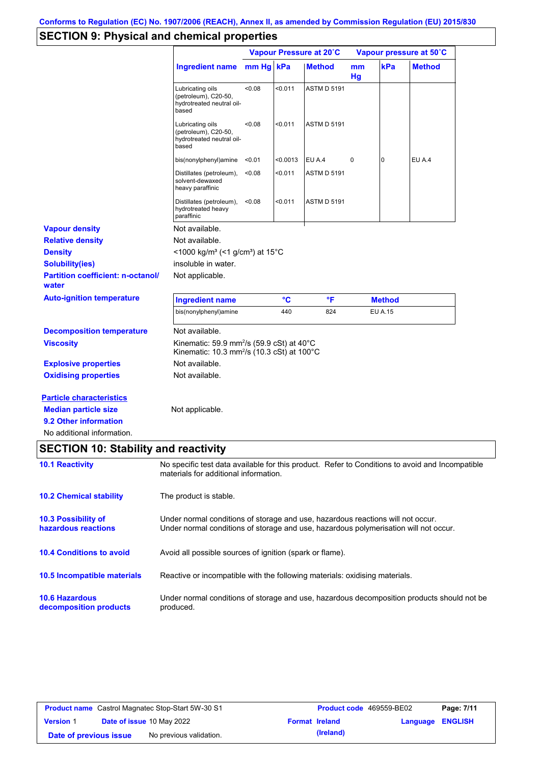Conforms to Regulation (EC) No. 1907/2006 (REACH), Annex II, as amended by Commission Regulation (EU) 2015/830

## SECTION 9: Physical and chemical properties

| Ingredient name | Vapour Pressure at 20˚C | | | Vapour pressure at 50˚C | | |
|---|---|---|---|---|---|---|
| | mm Hg | kPa | Method | mm Hg | kPa | Method |
| Lubricating oils (petroleum), C20-50, hydrotreated neutral oil-based | <0.08 | <0.011 | ASTM D 5191 | | | |
| Lubricating oils (petroleum), C20-50, hydrotreated neutral oil-based | <0.08 | <0.011 | ASTM D 5191 | | | |
| bis(nonylphenyl)amine | <0.01 | <0.0013 | EU A.4 | 0 | 0 | EU A.4 |
| Distillates (petroleum), solvent-dewaxed heavy paraffinic | <0.08 | <0.011 | ASTM D 5191 | | | |
| Distillates (petroleum), hydrotreated heavy paraffinic | <0.08 | <0.011 | ASTM D 5191 | | | |

**Vapour density** Not available.

**Relative density** Not available.

**Density** <1000 kg/m³ (<1 g/cm³) at 15°C

**Solubility(ies)** insoluble in water.

**Partition coefficient: n-octanol/ water** Not applicable.

**Auto-ignition temperature**

| Ingredient name | °C | °F | Method |
|---|---|---|---|
| bis(nonylphenyl)amine | 440 | 824 | EU A.15 |

**Decomposition temperature** Not available.

**Viscosity** Kinematic: 59.9 mm²/s (59.9 cSt) at 40°C
Kinematic: 10.3 mm²/s (10.3 cSt) at 100°C

**Explosive properties** Not available.

**Oxidising properties** Not available.

**Particle characteristics**

**Median particle size** Not applicable.

**9.2 Other information**

No additional information.

## SECTION 10: Stability and reactivity

**10.1 Reactivity** No specific test data available for this product. Refer to Conditions to avoid and Incompatible materials for additional information.

**10.2 Chemical stability** The product is stable.

**10.3 Possibility of hazardous reactions** Under normal conditions of storage and use, hazardous reactions will not occur.
Under normal conditions of storage and use, hazardous polymerisation will not occur.

**10.4 Conditions to avoid** Avoid all possible sources of ignition (spark or flame).

**10.5 Incompatible materials** Reactive or incompatible with the following materials: oxidising materials.

**10.6 Hazardous decomposition products** Under normal conditions of storage and use, hazardous decomposition products should not be produced.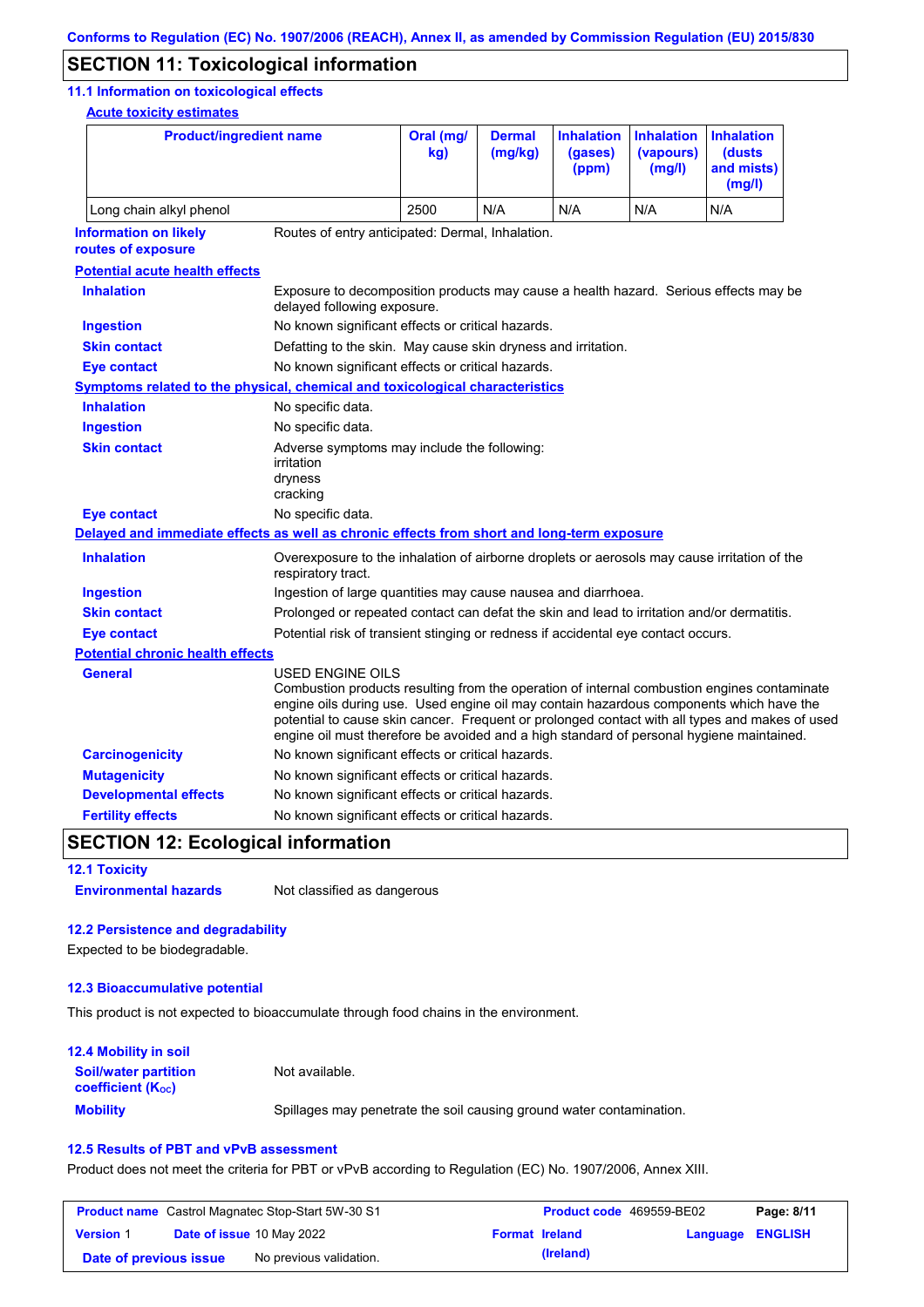## SECTION 11: Toxicological information

### 11.1 Information on toxicological effects

**Acute toxicity estimates**

| Product/ingredient name | Oral (mg/kg) | Dermal (mg/kg) | Inhalation (gases) (ppm) | Inhalation (vapours) (mg/l) | Inhalation (dusts and mists) (mg/l) |
|---|---|---|---|---|---|
| Long chain alkyl phenol | 2500 | N/A | N/A | N/A | N/A |

**Information on likely routes of exposure**: Routes of entry anticipated: Dermal, Inhalation.

**Potential acute health effects**

**Inhalation**: Exposure to decomposition products may cause a health hazard. Serious effects may be delayed following exposure.

**Ingestion**: No known significant effects or critical hazards.

**Skin contact**: Defatting to the skin. May cause skin dryness and irritation.

**Eye contact**: No known significant effects or critical hazards.

**Symptoms related to the physical, chemical and toxicological characteristics**

**Inhalation**: No specific data.

**Ingestion**: No specific data.

**Skin contact**: Adverse symptoms may include the following:
irritation
dryness
cracking

**Eye contact**: No specific data.

**Delayed and immediate effects as well as chronic effects from short and long-term exposure**

**Inhalation**: Overexposure to the inhalation of airborne droplets or aerosols may cause irritation of the respiratory tract.

**Ingestion**: Ingestion of large quantities may cause nausea and diarrhoea.

**Skin contact**: Prolonged or repeated contact can defat the skin and lead to irritation and/or dermatitis.

**Eye contact**: Potential risk of transient stinging or redness if accidental eye contact occurs.

**Potential chronic health effects**

**General**: USED ENGINE OILS
Combustion products resulting from the operation of internal combustion engines contaminate engine oils during use. Used engine oil may contain hazardous components which have the potential to cause skin cancer. Frequent or prolonged contact with all types and makes of used engine oil must therefore be avoided and a high standard of personal hygiene maintained.

**Carcinogenicity**: No known significant effects or critical hazards.

**Mutagenicity**: No known significant effects or critical hazards.

**Developmental effects**: No known significant effects or critical hazards.

**Fertility effects**: No known significant effects or critical hazards.

## SECTION 12: Ecological information

### 12.1 Toxicity

**Environmental hazards**: Not classified as dangerous

### 12.2 Persistence and degradability

Expected to be biodegradable.

### 12.3 Bioaccumulative potential

This product is not expected to bioaccumulate through food chains in the environment.

### 12.4 Mobility in soil

**Soil/water partition coefficient ($K_{OC}$)**: Not available.

**Mobility**: Spillages may penetrate the soil causing ground water contamination.

### 12.5 Results of PBT and vPvB assessment

Product does not meet the criteria for PBT or vPvB according to Regulation (EC) No. 1907/2006, Annex XIII.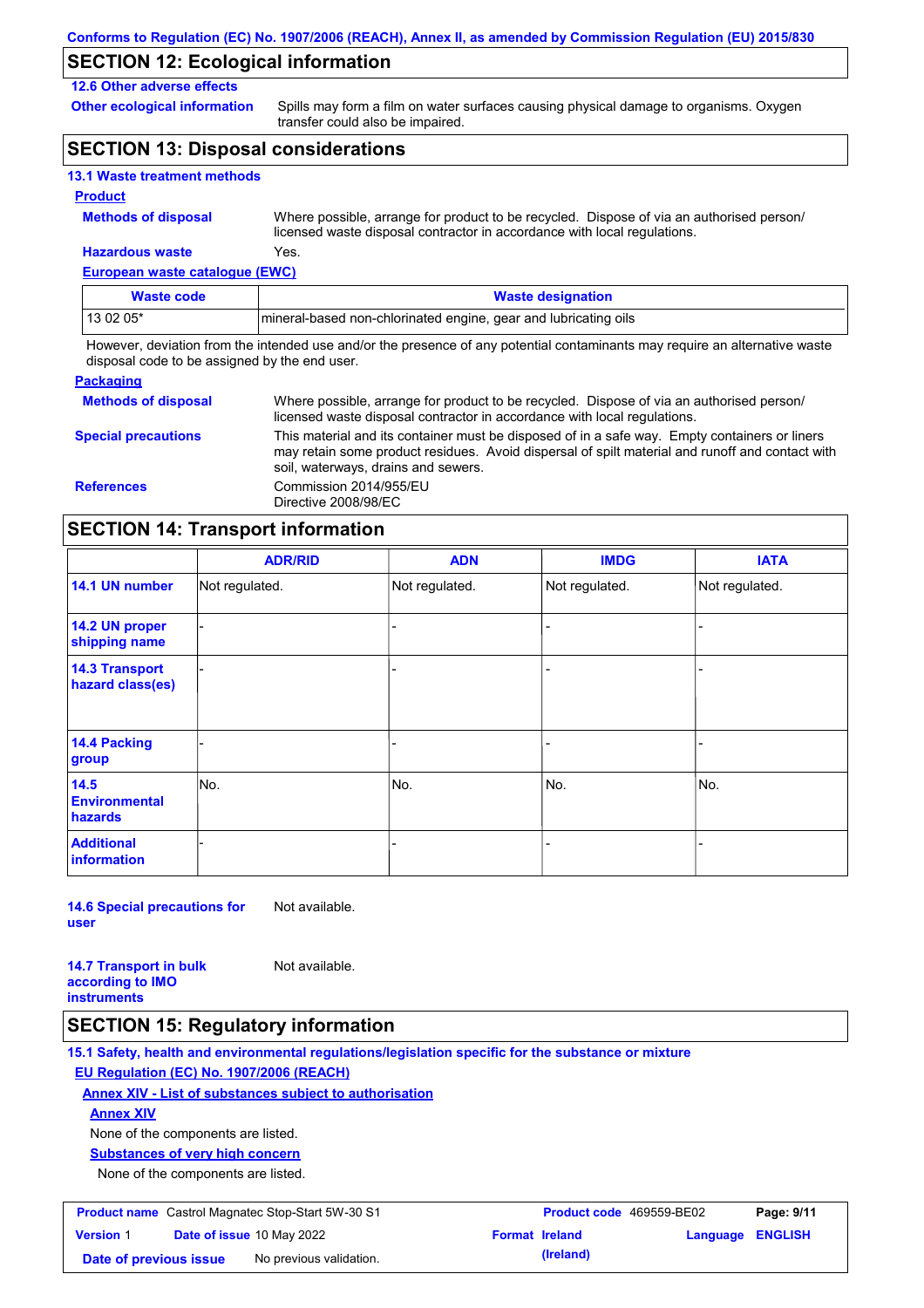## SECTION 12: Ecological information

### 12.6 Other adverse effects

**Other ecological information**: Spills may form a film on water surfaces causing physical damage to organisms. Oxygen transfer could also be impaired.

## SECTION 13: Disposal considerations

### 13.1 Waste treatment methods

**Product**

**Methods of disposal**: Where possible, arrange for product to be recycled. Dispose of via an authorised person/licensed waste disposal contractor in accordance with local regulations.

**Hazardous waste**: Yes.

**European waste catalogue (EWC)**

| Waste code | Waste designation |
|---|---|
| 13 02 05* | mineral-based non-chlorinated engine, gear and lubricating oils |

However, deviation from the intended use and/or the presence of any potential contaminants may require an alternative waste disposal code to be assigned by the end user.

**Packaging**

**Methods of disposal**: Where possible, arrange for product to be recycled. Dispose of via an authorised person/licensed waste disposal contractor in accordance with local regulations.

**Special precautions**: This material and its container must be disposed of in a safe way. Empty containers or liners may retain some product residues. Avoid dispersal of spilt material and runoff and contact with soil, waterways, drains and sewers.

**References**: Commission 2014/955/EU
Directive 2008/98/EC

## SECTION 14: Transport information

| | ADR/RID | ADN | IMDG | IATA |
|---|---|---|---|---|
| 14.1 UN number | Not regulated. | Not regulated. | Not regulated. | Not regulated. |
| 14.2 UN proper shipping name | - | - | - | - |
| 14.3 Transport hazard class(es) | - | - | - | - |
| 14.4 Packing group | - | - | - | - |
| 14.5 Environmental hazards | No. | No. | No. | No. |
| Additional information | - | - | - | - |

**14.6 Special precautions for user**: Not available.

**14.7 Transport in bulk according to IMO instruments**: Not available.

## SECTION 15: Regulatory information

### 15.1 Safety, health and environmental regulations/legislation specific for the substance or mixture

**EU Regulation (EC) No. 1907/2006 (REACH)**

**Annex XIV - List of substances subject to authorisation**

**Annex XIV**

None of the components are listed.

**Substances of very high concern**

None of the components are listed.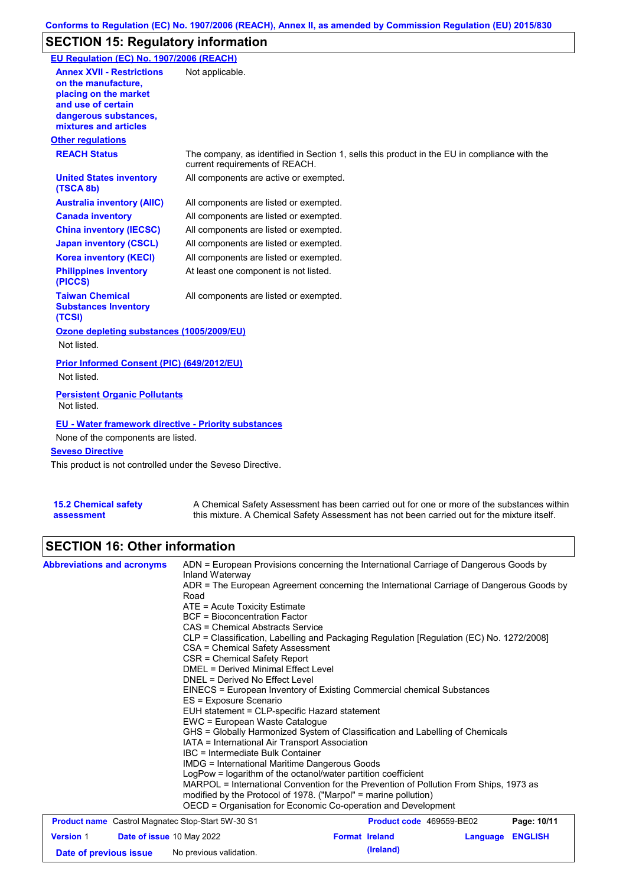## SECTION 15: Regulatory information

**EU Regulation (EC) No. 1907/2006 (REACH)**

| | |
|---|---|
| **Annex XVII - Restrictions on the manufacture, placing on the market and use of certain dangerous substances, mixtures and articles** | Not applicable. |

**Other regulations**

| | |
|---|---|
| **REACH Status** | The company, as identified in Section 1, sells this product in the EU in compliance with the current requirements of REACH. |
| **United States inventory (TSCA 8b)** | All components are active or exempted. |
| **Australia inventory (AIIC)** | All components are listed or exempted. |
| **Canada inventory** | All components are listed or exempted. |
| **China inventory (IECSC)** | All components are listed or exempted. |
| **Japan inventory (CSCL)** | All components are listed or exempted. |
| **Korea inventory (KECI)** | All components are listed or exempted. |
| **Philippines inventory (PICCS)** | At least one component is not listed. |
| **Taiwan Chemical Substances Inventory (TCSI)** | All components are listed or exempted. |

**Ozone depleting substances (1005/2009/EU)**

Not listed.

**Prior Informed Consent (PIC) (649/2012/EU)**

Not listed.

**Persistent Organic Pollutants**

Not listed.

**EU - Water framework directive - Priority substances**

None of the components are listed.

**Seveso Directive**

This product is not controlled under the Seveso Directive.

| | |
|---|---|
| **15.2 Chemical safety assessment** | A Chemical Safety Assessment has been carried out for one or more of the substances within this mixture. A Chemical Safety Assessment has not been carried out for the mixture itself. |

## SECTION 16: Other information

**Abbreviations and acronyms**

ADN = European Provisions concerning the International Carriage of Dangerous Goods by Inland Waterway
ADR = The European Agreement concerning the International Carriage of Dangerous Goods by Road
ATE = Acute Toxicity Estimate
BCF = Bioconcentration Factor
CAS = Chemical Abstracts Service
CLP = Classification, Labelling and Packaging Regulation [Regulation (EC) No. 1272/2008]
CSA = Chemical Safety Assessment
CSR = Chemical Safety Report
DMEL = Derived Minimal Effect Level
DNEL = Derived No Effect Level
EINECS = European Inventory of Existing Commercial chemical Substances
ES = Exposure Scenario
EUH statement = CLP-specific Hazard statement
EWC = European Waste Catalogue
GHS = Globally Harmonized System of Classification and Labelling of Chemicals
IATA = International Air Transport Association
IBC = Intermediate Bulk Container
IMDG = International Maritime Dangerous Goods
LogPow = logarithm of the octanol/water partition coefficient
MARPOL = International Convention for the Prevention of Pollution From Ships, 1973 as modified by the Protocol of 1978. ("Marpol" = marine pollution)
OECD = Organisation for Economic Co-operation and Development

| | | | | | |
|---|---|---|---|---|---|
| **Product name** | Castrol Magnatec Stop-Start 5W-30 S1 | **Product code** | 469559-BE02 | | |
| **Version** 1 | **Date of issue** 10 May 2022 | **Format** | **Ireland (Ireland)** | **Language** | **ENGLISH** |
| **Date of previous issue** | No previous validation. | | | | |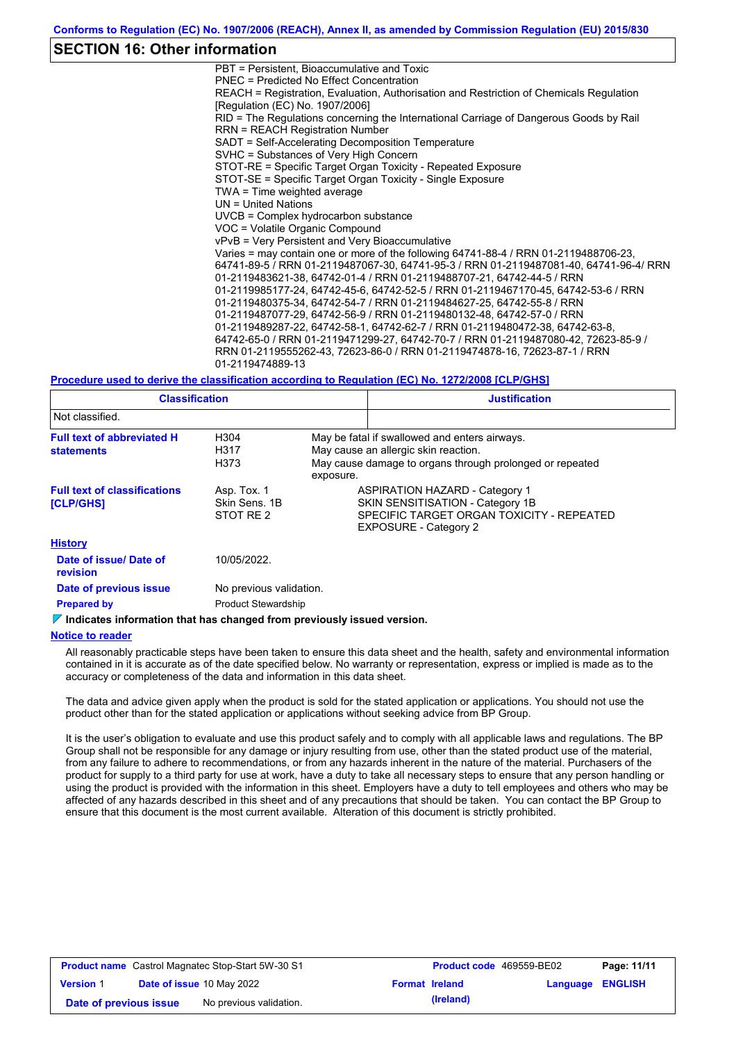## SECTION 16: Other information

PBT = Persistent, Bioaccumulative and Toxic
PNEC = Predicted No Effect Concentration
REACH = Registration, Evaluation, Authorisation and Restriction of Chemicals Regulation [Regulation (EC) No. 1907/2006]
RID = The Regulations concerning the International Carriage of Dangerous Goods by Rail
RRN = REACH Registration Number
SADT = Self-Accelerating Decomposition Temperature
SVHC = Substances of Very High Concern
STOT-RE = Specific Target Organ Toxicity - Repeated Exposure
STOT-SE = Specific Target Organ Toxicity - Single Exposure
TWA = Time weighted average
UN = United Nations
UVCB = Complex hydrocarbon substance
VOC = Volatile Organic Compound
vPvB = Very Persistent and Very Bioaccumulative
Varies = may contain one or more of the following 64741-88-4 / RRN 01-2119488706-23, 64741-89-5 / RRN 01-2119487067-30, 64741-95-3 / RRN 01-2119487081-40, 64741-96-4/ RRN 01-2119483621-38, 64742-01-4 / RRN 01-2119488707-21, 64742-44-5 / RRN 01-2119985177-24, 64742-45-6, 64742-52-5 / RRN 01-2119467170-45, 64742-53-6 / RRN 01-2119480375-34, 64742-54-7 / RRN 01-2119484627-25, 64742-55-8 / RRN 01-2119487077-29, 64742-56-9 / RRN 01-2119480132-48, 64742-57-0 / RRN 01-2119489287-22, 64742-58-1, 64742-62-7 / RRN 01-2119480472-38, 64742-63-8, 64742-65-0 / RRN 01-2119471299-27, 64742-70-7 / RRN 01-2119487080-42, 72623-85-9 / RRN 01-2119555262-43, 72623-86-0 / RRN 01-2119474878-16, 72623-87-1 / RRN 01-2119474889-13

**Procedure used to derive the classification according to Regulation (EC) No. 1272/2008 [CLP/GHS]**

| Classification | Justification |
|---|---|
| Not classified. | |

**Full text of abbreviated H statements**

| | |
|---|---|
| H304 | May be fatal if swallowed and enters airways. |
| H317 | May cause an allergic skin reaction. |
| H373 | May cause damage to organs through prolonged or repeated exposure. |

**Full text of classifications [CLP/GHS]**

| | |
|---|---|
| Asp. Tox. 1 | ASPIRATION HAZARD - Category 1 |
| Skin Sens. 1B | SKIN SENSITISATION - Category 1B |
| STOT RE 2 | SPECIFIC TARGET ORGAN TOXICITY - REPEATED EXPOSURE - Category 2 |

**History**

**Date of issue/ Date of revision**: 10/05/2022.

**Date of previous issue**: No previous validation.

**Prepared by**: Product Stewardship

**Indicates information that has changed from previously issued version.**

**Notice to reader**

All reasonably practicable steps have been taken to ensure this data sheet and the health, safety and environmental information contained in it is accurate as of the date specified below. No warranty or representation, express or implied is made as to the accuracy or completeness of the data and information in this data sheet.

The data and advice given apply when the product is sold for the stated application or applications. You should not use the product other than for the stated application or applications without seeking advice from BP Group.

It is the user's obligation to evaluate and use this product safely and to comply with all applicable laws and regulations. The BP Group shall not be responsible for any damage or injury resulting from use, other than the stated product use of the material, from any failure to adhere to recommendations, or from any hazards inherent in the nature of the material. Purchasers of the product for supply to a third party for use at work, have a duty to take all necessary steps to ensure that any person handling or using the product is provided with the information in this sheet. Employers have a duty to tell employees and others who may be affected of any hazards described in this sheet and of any precautions that should be taken. You can contact the BP Group to ensure that this document is the most current available. Alteration of this document is strictly prohibited.

| | | | |
|---|---|---|---|
| **Product name** Castrol Magnatec Stop-Start 5W-30 S1 | | **Product code** 469559-BE02 | |
| **Version** 1 | **Date of issue** 10 May 2022 | **Format** Ireland (Ireland) | **Language** ENGLISH |
| **Date of previous issue** | No previous validation. | | |